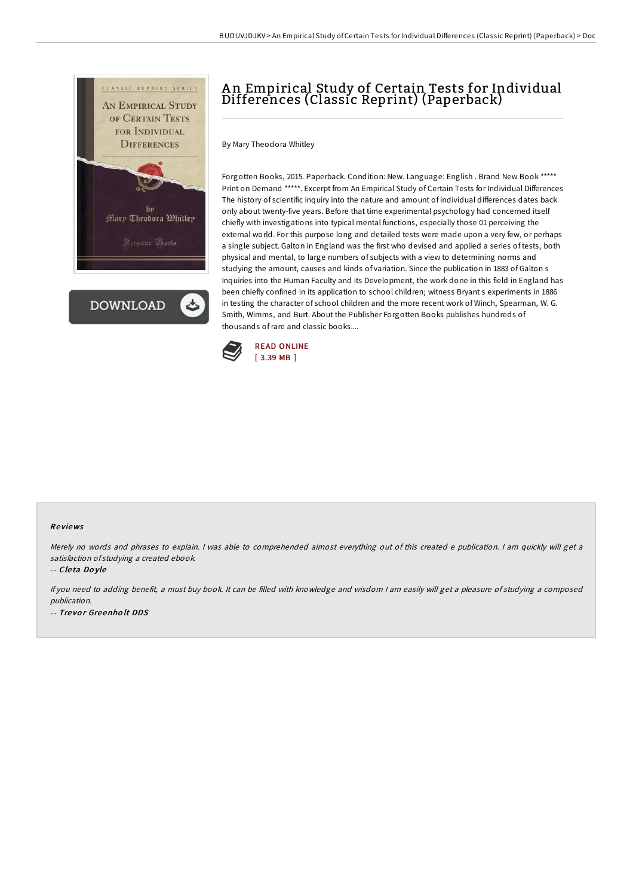# An Empirical Study of Certain Tests for Individual Differences (Classic Reprint) (Paperback)

By Mary Theodora Whitley

Forgotten Books, 2015. Paperback. Condition: New. Language: English . Brand New Book ***** Print on Demand *****. Excerpt from An Empirical Study of Certain Tests for Individual Differences The history of scientific inquiry into the nature and amount of individual differences dates back only about twenty-five years. Before that time experimental psychology had concerned itself chiefly with investigations into typical mental functions, especially those 01 perceiving the external world. For this purpose long and detailed tests were made upon a very few, or perhaps a single subject. Galton in England was the first who devised and applied a series of tests, both physical and mental, to large numbers of subjects with a view to determining norms and studying the amount, causes and kinds of variation. Since the publication in 1883 of Galton s Inquiries into the Human Faculty and its Development, the work done in this field in England has been chiefly confined in its application to school children; witness Bryant s experiments in 1886 in testing the character of school children and the more recent work of Winch, Spearman, W. G. Smith, Wimms, and Burt. About the Publisher Forgotten Books publishes hundreds of thousands of rare and classic books....

READ ONLINE
[ 3.39 MB ]

## Reviews

*Merely no words and phrases to explain. I was able to comprehended almost everything out of this created e publication. I am quickly will get a satisfaction of studying a created ebook.*

-- *Cleta Doyle*

*If you need to adding benefit, a must buy book. It can be filled with knowledge and wisdom I am easily will get a pleasure of studying a composed publication.*

-- *Trevor Greenholt DDS*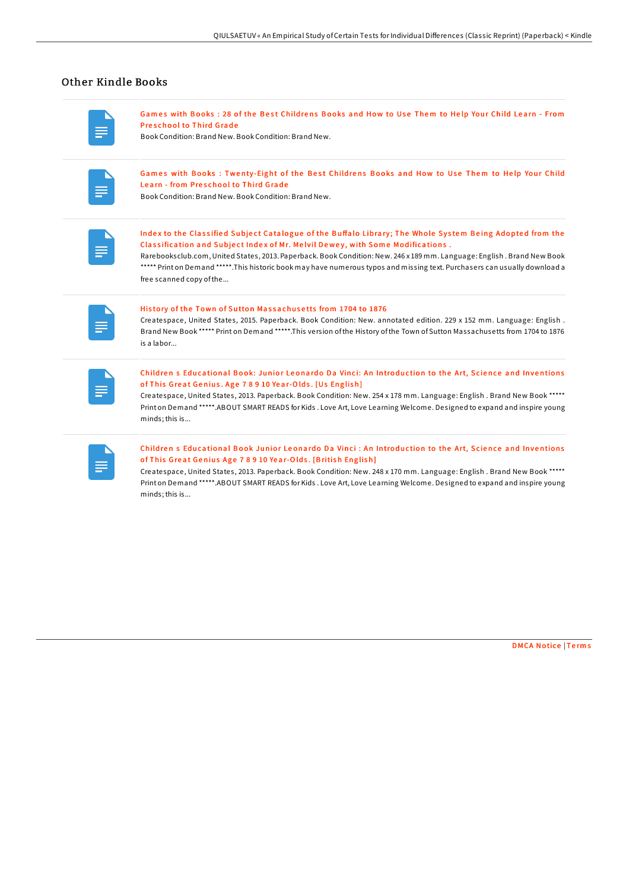## Other Kindle Books

**Games with Books : 28 of the Best Childrens Books and How to Use Them to Help Your Child Learn - From Preschool to Third Grade**

Book Condition: Brand New. Book Condition: Brand New.

**Games with Books : Twenty-Eight of the Best Childrens Books and How to Use Them to Help Your Child Learn - from Preschool to Third Grade**

Book Condition: Brand New. Book Condition: Brand New.

**Index to the Classified Subject Catalogue of the Buffalo Library; The Whole System Being Adopted from the Classification and Subject Index of Mr. Melvil Dewey, with Some Modifications .**

Rarebooksclub.com, United States, 2013. Paperback. Book Condition: New. 246 x 189 mm. Language: English . Brand New Book ***** Print on Demand *****.This historic book may have numerous typos and missing text. Purchasers can usually download a free scanned copy of the...

**History of the Town of Sutton Massachusetts from 1704 to 1876**

Createspace, United States, 2015. Paperback. Book Condition: New. annotated edition. 229 x 152 mm. Language: English . Brand New Book ***** Print on Demand *****.This version of the History of the Town of Sutton Massachusetts from 1704 to 1876 is a labor...

**Children s Educational Book: Junior Leonardo Da Vinci: An Introduction to the Art, Science and Inventions of This Great Genius. Age 7 8 9 10 Year-Olds. [Us English]**

Createspace, United States, 2013. Paperback. Book Condition: New. 254 x 178 mm. Language: English . Brand New Book ***** Print on Demand *****.ABOUT SMART READS for Kids . Love Art, Love Learning Welcome. Designed to expand and inspire young minds; this is...

**Children s Educational Book Junior Leonardo Da Vinci : An Introduction to the Art, Science and Inventions of This Great Genius Age 7 8 9 10 Year-Olds. [British English]**

Createspace, United States, 2013. Paperback. Book Condition: New. 248 x 170 mm. Language: English . Brand New Book ***** Print on Demand *****.ABOUT SMART READS for Kids . Love Art, Love Learning Welcome. Designed to expand and inspire young minds; this is...

DMCA Notice | Terms